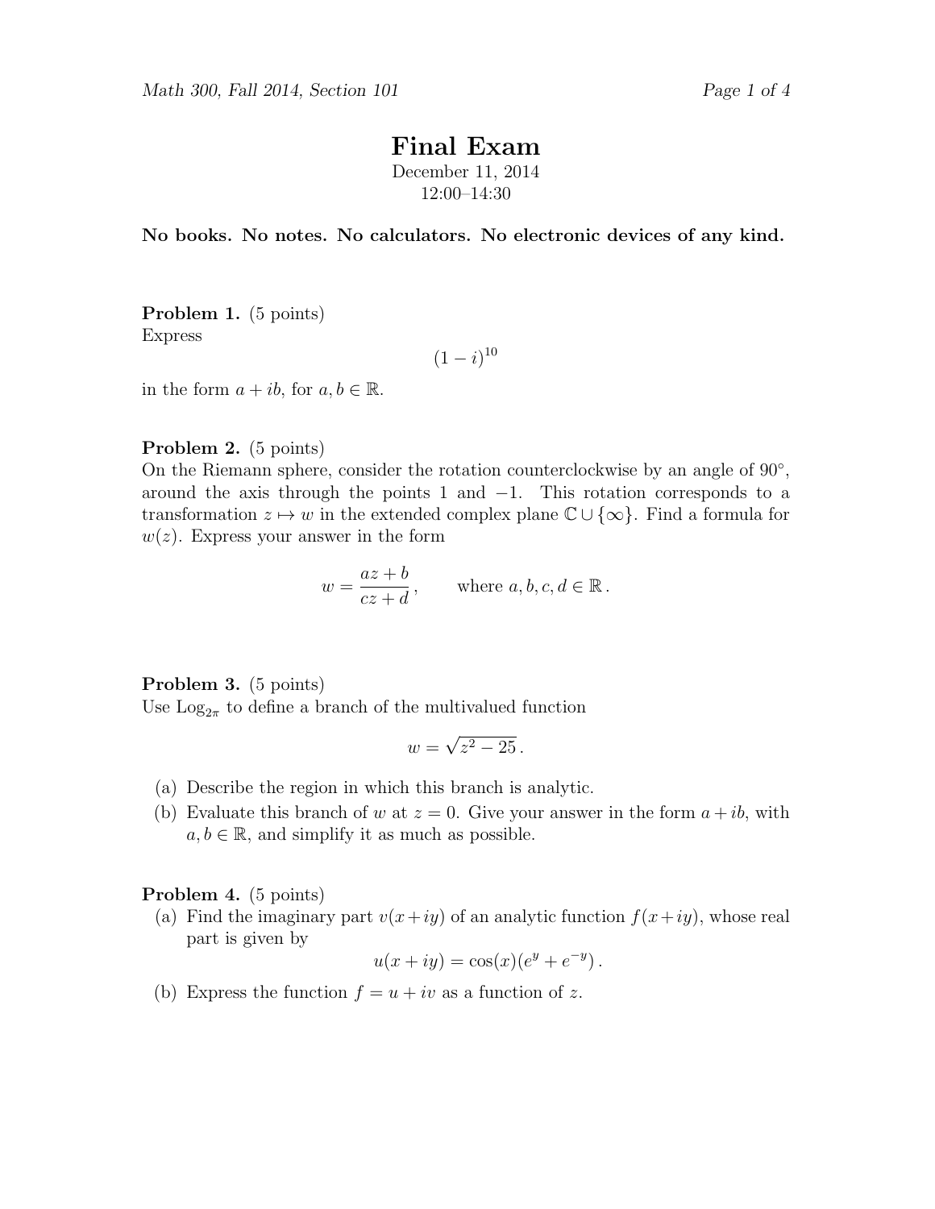# Final Exam

December 11, 2014
12:00–14:30

**No books. No notes. No calculators. No electronic devices of any kind.**

**Problem 1.** (5 points)
Express

$$(1-i)^{10}$$

in the form $a + ib$, for $a, b \in \mathbb{R}$.

**Problem 2.** (5 points)
On the Riemann sphere, consider the rotation counterclockwise by an angle of $90°$, around the axis through the points $1$ and $-1$. This rotation corresponds to a transformation $z \mapsto w$ in the extended complex plane $\mathbb{C} \cup \{\infty\}$. Find a formula for $w(z)$. Express your answer in the form

$$w = \frac{az+b}{cz+d}\,, \qquad \text{where } a, b, c, d \in \mathbb{R}\,.$$

**Problem 3.** (5 points)
Use $\mathrm{Log}_{2\pi}$ to define a branch of the multivalued function

$$w = \sqrt{z^2 - 25}\,.$$

(a) Describe the region in which this branch is analytic.

(b) Evaluate this branch of $w$ at $z = 0$. Give your answer in the form $a + ib$, with $a, b \in \mathbb{R}$, and simplify it as much as possible.

**Problem 4.** (5 points)

(a) Find the imaginary part $v(x+iy)$ of an analytic function $f(x+iy)$, whose real part is given by

$$u(x+iy) = \cos(x)(e^y + e^{-y})\,.$$

(b) Express the function $f = u + iv$ as a function of $z$.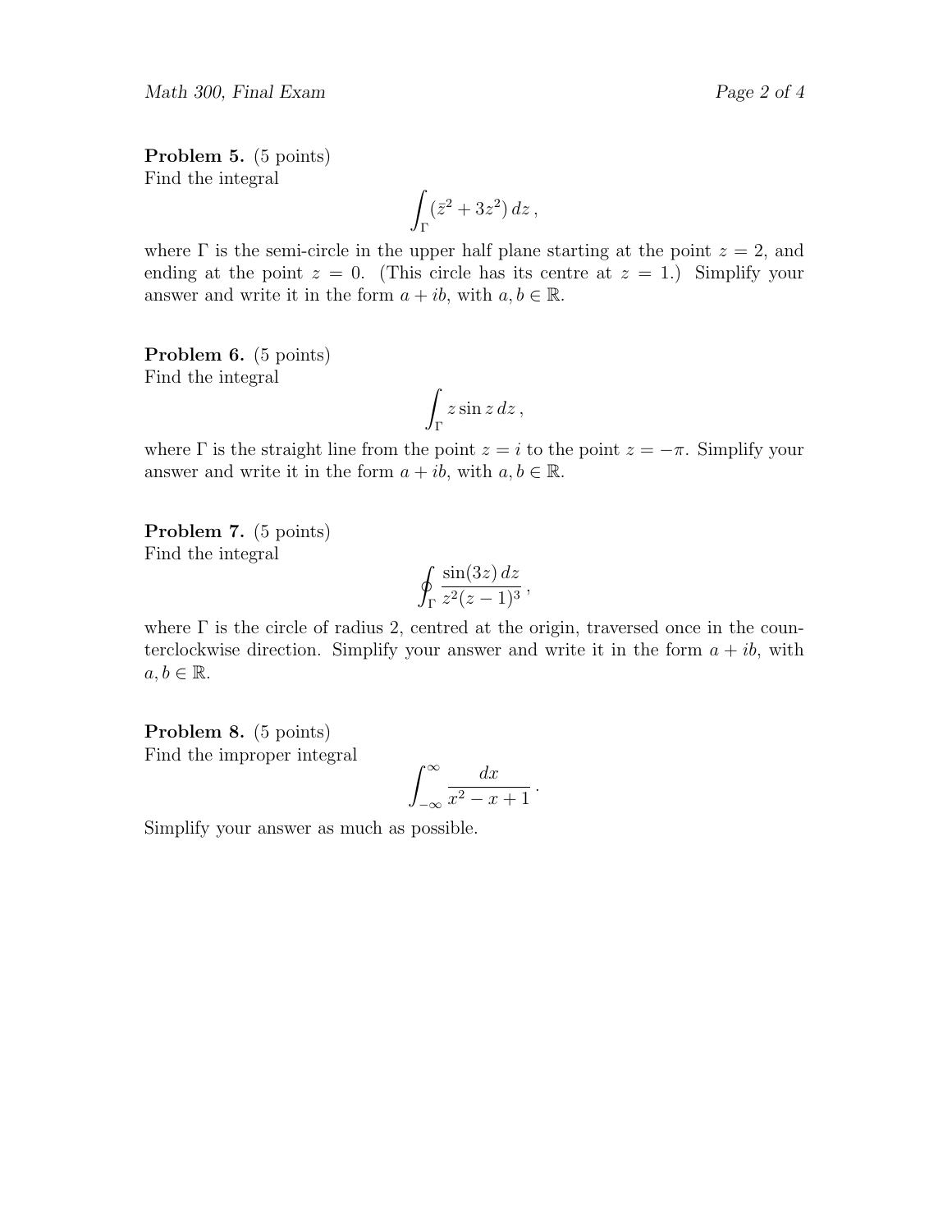**Problem 5.** (5 points)
Find the integral

$$\int_\Gamma (\bar{z}^2 + 3z^2)\, dz\,,$$

where $\Gamma$ is the semi-circle in the upper half plane starting at the point $z = 2$, and ending at the point $z = 0$. (This circle has its centre at $z = 1$.) Simplify your answer and write it in the form $a + ib$, with $a, b \in \mathbb{R}$.

**Problem 6.** (5 points)
Find the integral

$$\int_\Gamma z \sin z\, dz\,,$$

where $\Gamma$ is the straight line from the point $z = i$ to the point $z = -\pi$. Simplify your answer and write it in the form $a + ib$, with $a, b \in \mathbb{R}$.

**Problem 7.** (5 points)
Find the integral

$$\oint_\Gamma \frac{\sin(3z)\, dz}{z^2(z-1)^3}\,,$$

where $\Gamma$ is the circle of radius 2, centred at the origin, traversed once in the counterclockwise direction. Simplify your answer and write it in the form $a + ib$, with $a, b \in \mathbb{R}$.

**Problem 8.** (5 points)
Find the improper integral

$$\int_{-\infty}^{\infty} \frac{dx}{x^2 - x + 1}\,.$$

Simplify your answer as much as possible.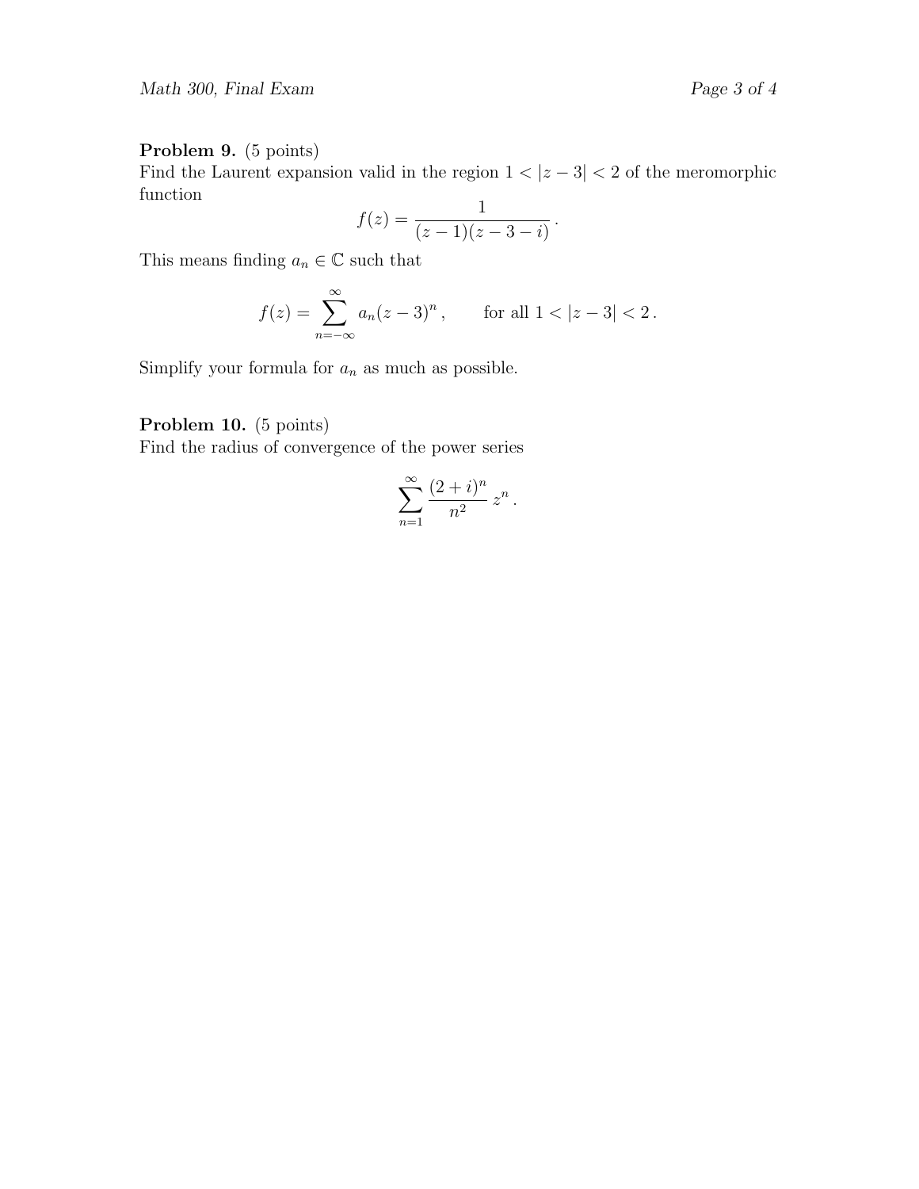**Problem 9.** (5 points)
Find the Laurent expansion valid in the region $1 < |z-3| < 2$ of the meromorphic function

$$f(z) = \frac{1}{(z-1)(z-3-i)}\,.$$

This means finding $a_n \in \mathbb{C}$ such that

$$f(z) = \sum_{n=-\infty}^{\infty} a_n (z-3)^n\,, \qquad \text{for all } 1 < |z-3| < 2\,.$$

Simplify your formula for $a_n$ as much as possible.

**Problem 10.** (5 points)
Find the radius of convergence of the power series

$$\sum_{n=1}^{\infty} \frac{(2+i)^n}{n^2}\, z^n\,.$$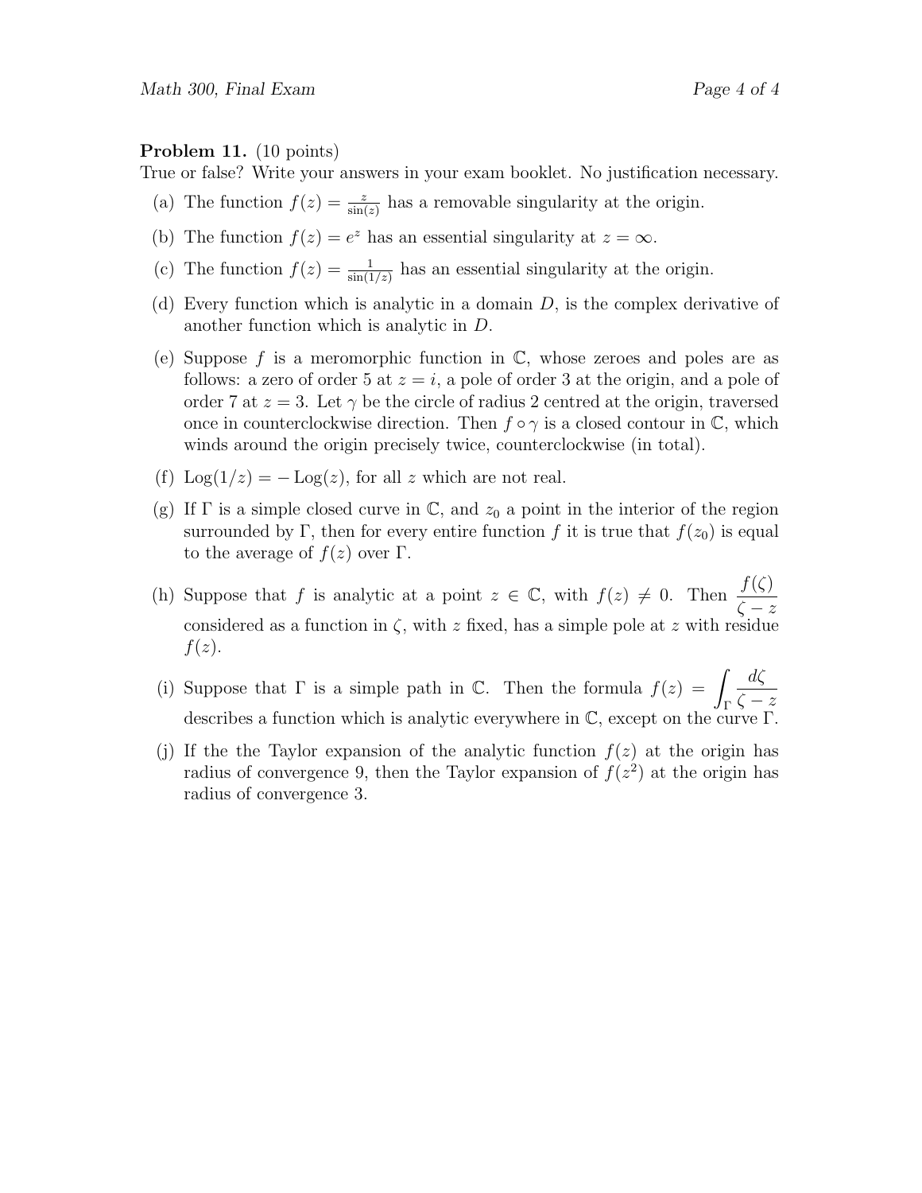**Problem 11.** (10 points)
True or false? Write your answers in your exam booklet. No justification necessary.

(a) The function $f(z) = \frac{z}{\sin(z)}$ has a removable singularity at the origin.

(b) The function $f(z) = e^z$ has an essential singularity at $z = \infty$.

(c) The function $f(z) = \frac{1}{\sin(1/z)}$ has an essential singularity at the origin.

(d) Every function which is analytic in a domain $D$, is the complex derivative of another function which is analytic in $D$.

(e) Suppose $f$ is a meromorphic function in $\mathbb{C}$, whose zeroes and poles are as follows: a zero of order 5 at $z = i$, a pole of order 3 at the origin, and a pole of order 7 at $z = 3$. Let $\gamma$ be the circle of radius 2 centred at the origin, traversed once in counterclockwise direction. Then $f \circ \gamma$ is a closed contour in $\mathbb{C}$, which winds around the origin precisely twice, counterclockwise (in total).

(f) $\text{Log}(1/z) = -\text{Log}(z)$, for all $z$ which are not real.

(g) If $\Gamma$ is a simple closed curve in $\mathbb{C}$, and $z_0$ a point in the interior of the region surrounded by $\Gamma$, then for every entire function $f$ it is true that $f(z_0)$ is equal to the average of $f(z)$ over $\Gamma$.

(h) Suppose that $f$ is analytic at a point $z \in \mathbb{C}$, with $f(z) \neq 0$. Then $\dfrac{f(\zeta)}{\zeta - z}$ considered as a function in $\zeta$, with $z$ fixed, has a simple pole at $z$ with residue $f(z)$.

(i) Suppose that $\Gamma$ is a simple path in $\mathbb{C}$. Then the formula $f(z) = \displaystyle\int_\Gamma \frac{d\zeta}{\zeta - z}$ describes a function which is analytic everywhere in $\mathbb{C}$, except on the curve $\Gamma$.

(j) If the the Taylor expansion of the analytic function $f(z)$ at the origin has radius of convergence 9, then the Taylor expansion of $f(z^2)$ at the origin has radius of convergence 3.